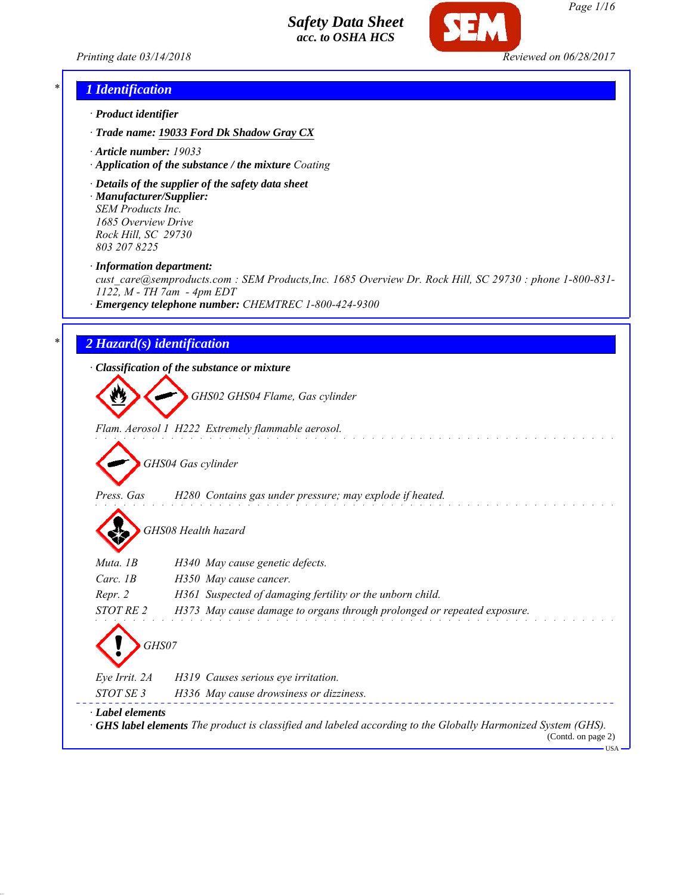# Safety Data Sheet
## acc. to OSHA HCS

Printing date 03/14/2018 Reviewed on 06/28/2017

## * 1 Identification

· **Product identifier**

· **Trade name:** **19033 Ford Dk Shadow Gray CX**

· **Article number:** 19033

· **Application of the substance / the mixture** Coating

· **Details of the supplier of the safety data sheet**

· **Manufacturer/Supplier:**
SEM Products Inc.
1685 Overview Drive
Rock Hill, SC 29730
803 207 8225

· **Information department:**
cust_care@semproducts.com : SEM Products,Inc. 1685 Overview Dr. Rock Hill, SC 29730 : phone 1-800-831-1122, M - TH 7am - 4pm EDT

· **Emergency telephone number:** CHEMTREC 1-800-424-9300

## * 2 Hazard(s) identification

· **Classification of the substance or mixture**

GHS02 GHS04 Flame, Gas cylinder

Flam. Aerosol 1 H222 Extremely flammable aerosol.

GHS04 Gas cylinder

Press. Gas H280 Contains gas under pressure; may explode if heated.

GHS08 Health hazard

| | |
|---|---|
| Muta. 1B | H340 May cause genetic defects. |
| Carc. 1B | H350 May cause cancer. |
| Repr. 2 | H361 Suspected of damaging fertility or the unborn child. |
| STOT RE 2 | H373 May cause damage to organs through prolonged or repeated exposure. |

GHS07

| | |
|---|---|
| Eye Irrit. 2A | H319 Causes serious eye irritation. |
| STOT SE 3 | H336 May cause drowsiness or dizziness. |

· **Label elements**

· **GHS label elements** The product is classified and labeled according to the Globally Harmonized System (GHS).

(Contd. on page 2)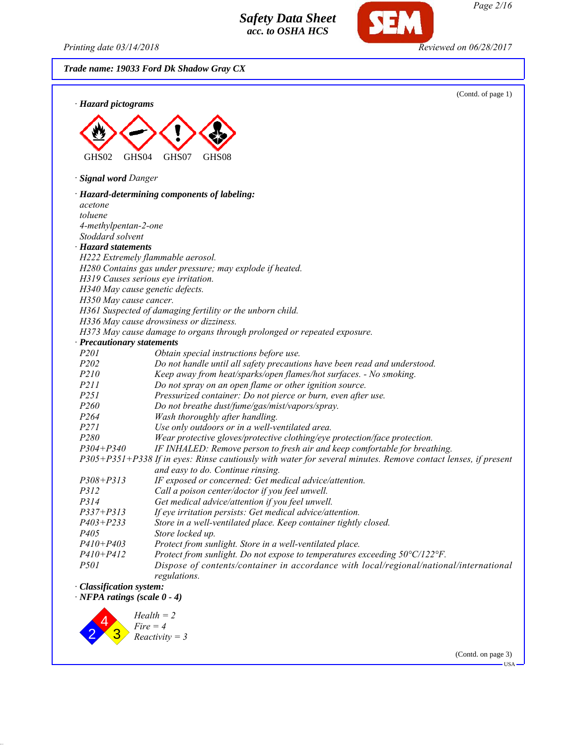**Trade name: 19033 Ford Dk Shadow Gray CX**

(Contd. of page 1)

· **Hazard pictograms**

GHS02 GHS04 GHS07 GHS08

· **Signal word** Danger

· **Hazard-determining components of labeling:**
acetone
toluene
4-methylpentan-2-one
Stoddard solvent

· **Hazard statements**
H222 Extremely flammable aerosol.
H280 Contains gas under pressure; may explode if heated.
H319 Causes serious eye irritation.
H340 May cause genetic defects.
H350 May cause cancer.
H361 Suspected of damaging fertility or the unborn child.
H336 May cause drowsiness or dizziness.
H373 May cause damage to organs through prolonged or repeated exposure.

· **Precautionary statements**

| | |
|---|---|
| P201 | Obtain special instructions before use. |
| P202 | Do not handle until all safety precautions have been read and understood. |
| P210 | Keep away from heat/sparks/open flames/hot surfaces. - No smoking. |
| P211 | Do not spray on an open flame or other ignition source. |
| P251 | Pressurized container: Do not pierce or burn, even after use. |
| P260 | Do not breathe dust/fume/gas/mist/vapors/spray. |
| P264 | Wash thoroughly after handling. |
| P271 | Use only outdoors or in a well-ventilated area. |
| P280 | Wear protective gloves/protective clothing/eye protection/face protection. |
| P304+P340 | IF INHALED: Remove person to fresh air and keep comfortable for breathing. |
| P305+P351+P338 | If in eyes: Rinse cautiously with water for several minutes. Remove contact lenses, if present and easy to do. Continue rinsing. |
| P308+P313 | IF exposed or concerned: Get medical advice/attention. |
| P312 | Call a poison center/doctor if you feel unwell. |
| P314 | Get medical advice/attention if you feel unwell. |
| P337+P313 | If eye irritation persists: Get medical advice/attention. |
| P403+P233 | Store in a well-ventilated place. Keep container tightly closed. |
| P405 | Store locked up. |
| P410+P403 | Protect from sunlight. Store in a well-ventilated place. |
| P410+P412 | Protect from sunlight. Do not expose to temperatures exceeding 50°C/122°F. |
| P501 | Dispose of contents/container in accordance with local/regional/national/international regulations. |

· **Classification system:**

· **NFPA ratings (scale 0 - 4)**

Health = 2
Fire = 4
Reactivity = 3

(Contd. on page 3)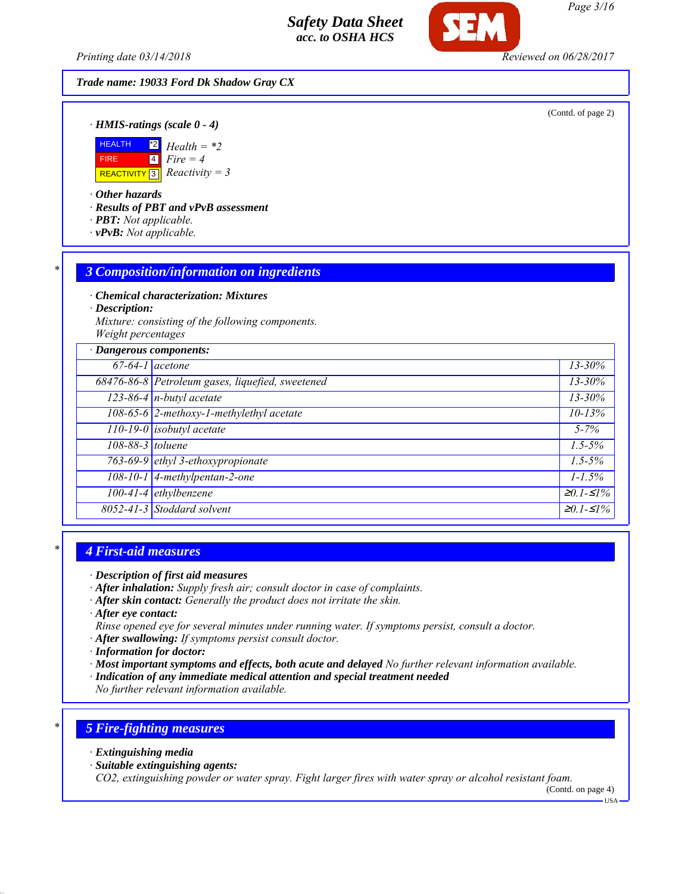**Trade name: 19033 Ford Dk Shadow Gray CX**

(Contd. of page 2)

· **HMIS-ratings (scale 0 - 4)**

| | | |
|---|---|---|
| HEALTH | *2 | Health = *2 |
| FIRE | 4 | Fire = 4 |
| REACTIVITY | 3 | Reactivity = 3 |

· **Other hazards**
· **Results of PBT and vPvB assessment**
· **PBT:** Not applicable.
· **vPvB:** Not applicable.

## 3 Composition/information on ingredients

· **Chemical characterization: Mixtures**
· **Description:**
Mixture: consisting of the following components.
Weight percentages

· **Dangerous components:**

| CAS | Name | % |
|---|---|---|
| 67-64-1 | acetone | 13-30% |
| 68476-86-8 | Petroleum gases, liquefied, sweetened | 13-30% |
| 123-86-4 | n-butyl acetate | 13-30% |
| 108-65-6 | 2-methoxy-1-methylethyl acetate | 10-13% |
| 110-19-0 | isobutyl acetate | 5-7% |
| 108-88-3 | toluene | 1.5-5% |
| 763-69-9 | ethyl 3-ethoxypropionate | 1.5-5% |
| 108-10-1 | 4-methylpentan-2-one | 1-1.5% |
| 100-41-4 | ethylbenzene | ≥0.1-≤1% |
| 8052-41-3 | Stoddard solvent | ≥0.1-≤1% |

## 4 First-aid measures

· **Description of first aid measures**
· **After inhalation:** Supply fresh air; consult doctor in case of complaints.
· **After skin contact:** Generally the product does not irritate the skin.
· **After eye contact:**
Rinse opened eye for several minutes under running water. If symptoms persist, consult a doctor.
· **After swallowing:** If symptoms persist consult doctor.
· **Information for doctor:**
· **Most important symptoms and effects, both acute and delayed** No further relevant information available.
· **Indication of any immediate medical attention and special treatment needed**
No further relevant information available.

## 5 Fire-fighting measures

· **Extinguishing media**
· **Suitable extinguishing agents:**
$CO_2$, extinguishing powder or water spray. Fight larger fires with water spray or alcohol resistant foam.

(Contd. on page 4)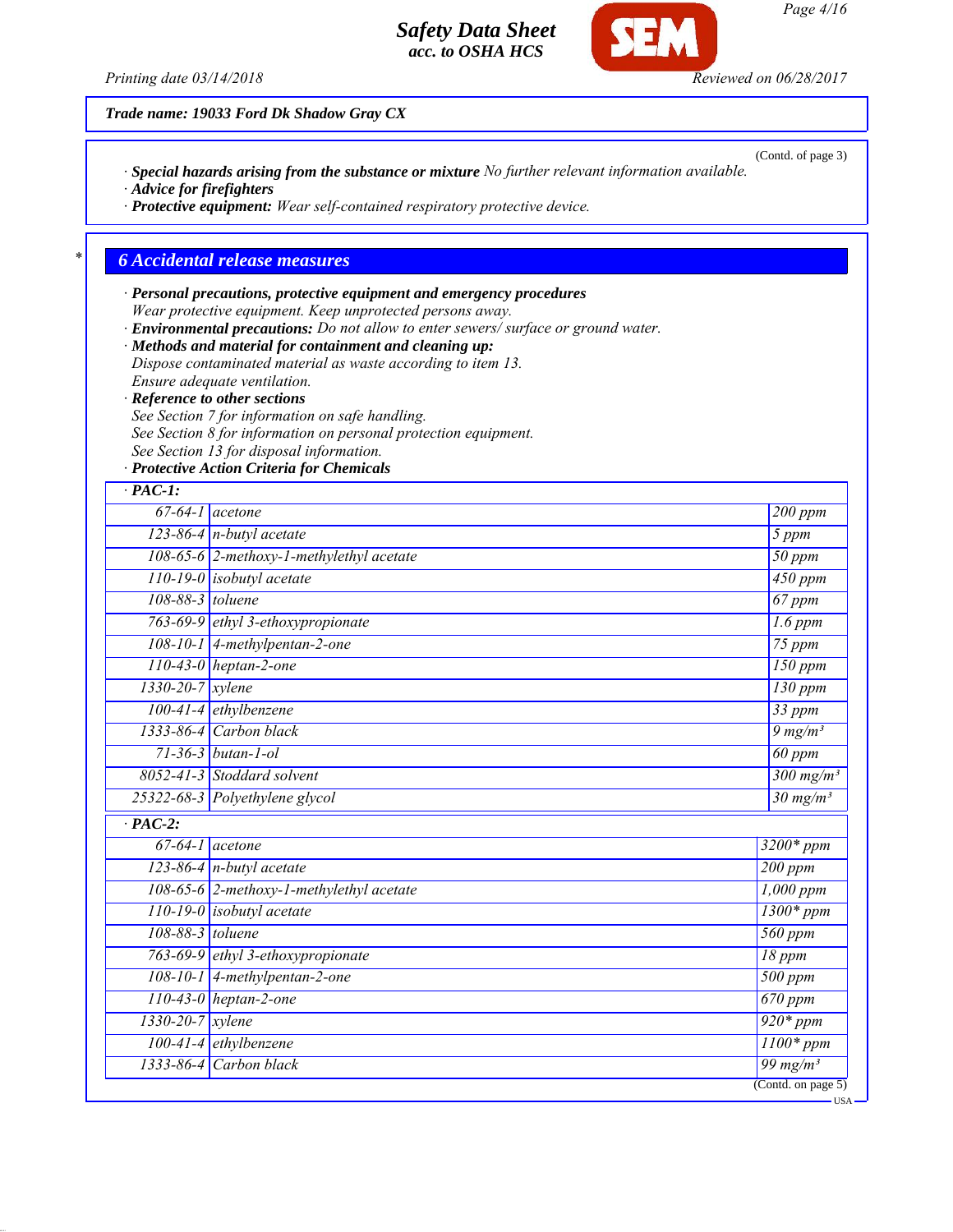Trade name: 19033 Ford Dk Shadow Gray CX

(Contd. of page 3)

· **Special hazards arising from the substance or mixture** No further relevant information available.
· **Advice for firefighters**
· **Protective equipment:** Wear self-contained respiratory protective device.

## 6 Accidental release measures

· **Personal precautions, protective equipment and emergency procedures**
Wear protective equipment. Keep unprotected persons away.
· **Environmental precautions:** Do not allow to enter sewers/ surface or ground water.
· **Methods and material for containment and cleaning up:**
Dispose contaminated material as waste according to item 13.
Ensure adequate ventilation.
· **Reference to other sections**
See Section 7 for information on safe handling.
See Section 8 for information on personal protection equipment.
See Section 13 for disposal information.
· **Protective Action Criteria for Chemicals**

| · **PAC-1:** | | |
|---|---|---|
| 67-64-1 | acetone | 200 ppm |
| 123-86-4 | n-butyl acetate | 5 ppm |
| 108-65-6 | 2-methoxy-1-methylethyl acetate | 50 ppm |
| 110-19-0 | isobutyl acetate | 450 ppm |
| 108-88-3 | toluene | 67 ppm |
| 763-69-9 | ethyl 3-ethoxypropionate | 1.6 ppm |
| 108-10-1 | 4-methylpentan-2-one | 75 ppm |
| 110-43-0 | heptan-2-one | 150 ppm |
| 1330-20-7 | xylene | 130 ppm |
| 100-41-4 | ethylbenzene | 33 ppm |
| 1333-86-4 | Carbon black | 9 mg/m³ |
| 71-36-3 | butan-1-ol | 60 ppm |
| 8052-41-3 | Stoddard solvent | 300 mg/m³ |
| 25322-68-3 | Polyethylene glycol | 30 mg/m³ |

| · **PAC-2:** | | |
|---|---|---|
| 67-64-1 | acetone | 3200* ppm |
| 123-86-4 | n-butyl acetate | 200 ppm |
| 108-65-6 | 2-methoxy-1-methylethyl acetate | 1,000 ppm |
| 110-19-0 | isobutyl acetate | 1300* ppm |
| 108-88-3 | toluene | 560 ppm |
| 763-69-9 | ethyl 3-ethoxypropionate | 18 ppm |
| 108-10-1 | 4-methylpentan-2-one | 500 ppm |
| 110-43-0 | heptan-2-one | 670 ppm |
| 1330-20-7 | xylene | 920* ppm |
| 100-41-4 | ethylbenzene | 1100* ppm |
| 1333-86-4 | Carbon black | 99 mg/m³ |

(Contd. on page 5)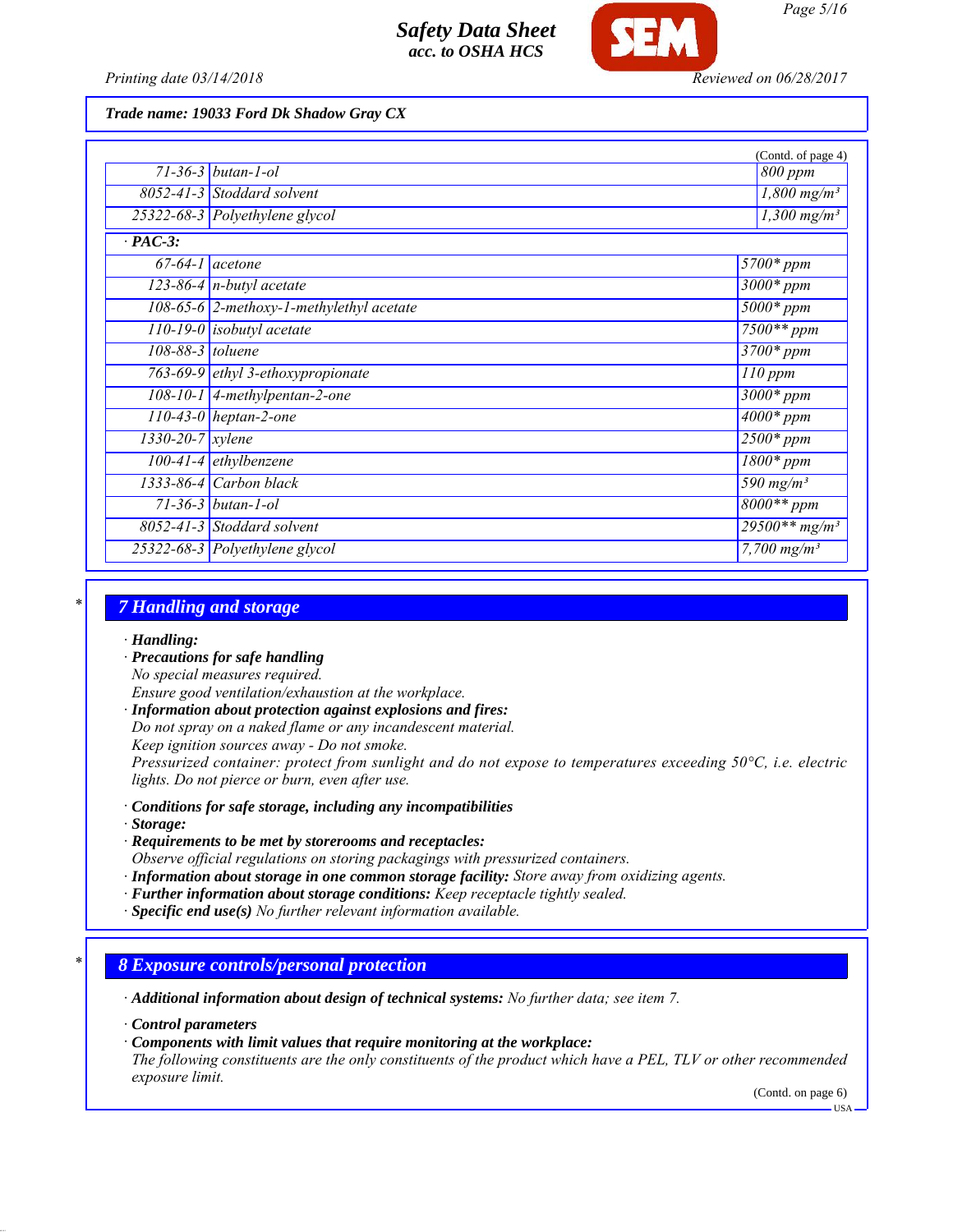(Contd. of page 4)

| | | |
|---|---|---|
| 71-36-3 | butan-1-ol | 800 ppm |
| 8052-41-3 | Stoddard solvent | 1,800 mg/m³ |
| 25322-68-3 | Polyethylene glycol | 1,300 mg/m³ |
| **· PAC-3:** | | |
| 67-64-1 | acetone | 5700* ppm |
| 123-86-4 | n-butyl acetate | 3000* ppm |
| 108-65-6 | 2-methoxy-1-methylethyl acetate | 5000* ppm |
| 110-19-0 | isobutyl acetate | 7500** ppm |
| 108-88-3 | toluene | 3700* ppm |
| 763-69-9 | ethyl 3-ethoxypropionate | 110 ppm |
| 108-10-1 | 4-methylpentan-2-one | 3000* ppm |
| 110-43-0 | heptan-2-one | 4000* ppm |
| 1330-20-7 | xylene | 2500* ppm |
| 100-41-4 | ethylbenzene | 1800* ppm |
| 1333-86-4 | Carbon black | 590 mg/m³ |
| 71-36-3 | butan-1-ol | 8000** ppm |
| 8052-41-3 | Stoddard solvent | 29500** mg/m³ |
| 25322-68-3 | Polyethylene glycol | 7,700 mg/m³ |

## 7 Handling and storage

- **Handling:**
- **Precautions for safe handling**
  No special measures required.
  Ensure good ventilation/exhaustion at the workplace.
- **Information about protection against explosions and fires:**
  Do not spray on a naked flame or any incandescent material.
  Keep ignition sources away - Do not smoke.
  Pressurized container: protect from sunlight and do not expose to temperatures exceeding 50°C, i.e. electric lights. Do not pierce or burn, even after use.

- **Conditions for safe storage, including any incompatibilities**
- **Storage:**
- **Requirements to be met by storerooms and receptacles:**
  Observe official regulations on storing packagings with pressurized containers.
- **Information about storage in one common storage facility:** Store away from oxidizing agents.
- **Further information about storage conditions:** Keep receptacle tightly sealed.
- **Specific end use(s)** No further relevant information available.

## 8 Exposure controls/personal protection

- **Additional information about design of technical systems:** No further data; see item 7.

- **Control parameters**
- **Components with limit values that require monitoring at the workplace:**
  The following constituents are the only constituents of the product which have a PEL, TLV or other recommended exposure limit.

(Contd. on page 6)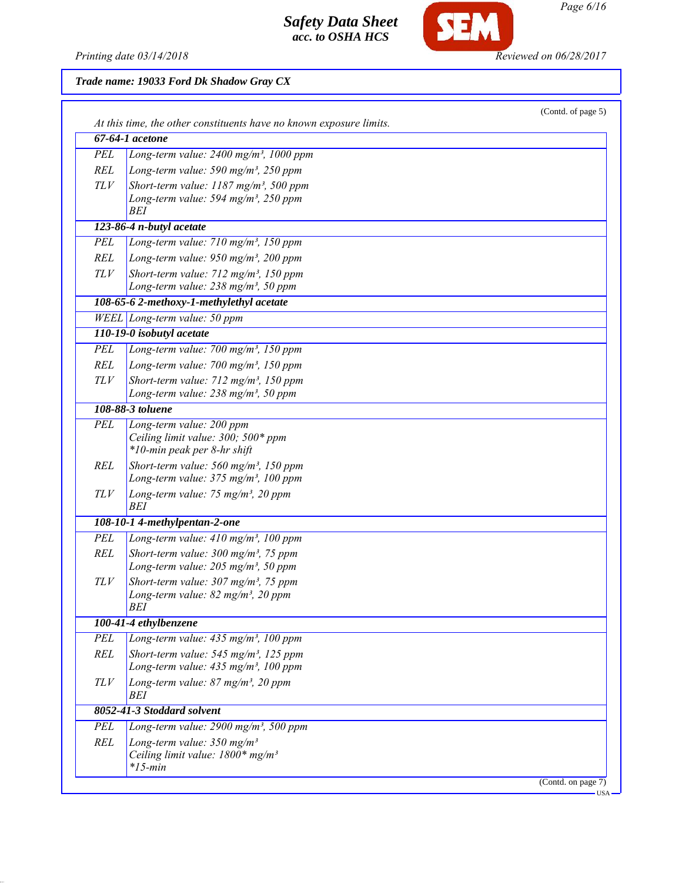**Trade name: 19033 Ford Dk Shadow Gray CX**

(Contd. of page 5)

*At this time, the other constituents have no known exposure limits.*

| **67-64-1 acetone** | |
|---|---|
| PEL | Long-term value: 2400 mg/m³, 1000 ppm |
| REL | Long-term value: 590 mg/m³, 250 ppm |
| TLV | Short-term value: 1187 mg/m³, 500 ppm<br>Long-term value: 594 mg/m³, 250 ppm<br>BEI |
| **123-86-4 n-butyl acetate** | |
| PEL | Long-term value: 710 mg/m³, 150 ppm |
| REL | Long-term value: 950 mg/m³, 200 ppm |
| TLV | Short-term value: 712 mg/m³, 150 ppm<br>Long-term value: 238 mg/m³, 50 ppm |
| **108-65-6 2-methoxy-1-methylethyl acetate** | |
| WEEL | Long-term value: 50 ppm |
| **110-19-0 isobutyl acetate** | |
| PEL | Long-term value: 700 mg/m³, 150 ppm |
| REL | Long-term value: 700 mg/m³, 150 ppm |
| TLV | Short-term value: 712 mg/m³, 150 ppm<br>Long-term value: 238 mg/m³, 50 ppm |
| **108-88-3 toluene** | |
| PEL | Long-term value: 200 ppm<br>Ceiling limit value: 300; 500* ppm<br>*10-min peak per 8-hr shift |
| REL | Short-term value: 560 mg/m³, 150 ppm<br>Long-term value: 375 mg/m³, 100 ppm |
| TLV | Long-term value: 75 mg/m³, 20 ppm<br>BEI |
| **108-10-1 4-methylpentan-2-one** | |
| PEL | Long-term value: 410 mg/m³, 100 ppm |
| REL | Short-term value: 300 mg/m³, 75 ppm<br>Long-term value: 205 mg/m³, 50 ppm |
| TLV | Short-term value: 307 mg/m³, 75 ppm<br>Long-term value: 82 mg/m³, 20 ppm<br>BEI |
| **100-41-4 ethylbenzene** | |
| PEL | Long-term value: 435 mg/m³, 100 ppm |
| REL | Short-term value: 545 mg/m³, 125 ppm<br>Long-term value: 435 mg/m³, 100 ppm |
| TLV | Long-term value: 87 mg/m³, 20 ppm<br>BEI |
| **8052-41-3 Stoddard solvent** | |
| PEL | Long-term value: 2900 mg/m³, 500 ppm |
| REL | Long-term value: 350 mg/m³<br>Ceiling limit value: 1800* mg/m³<br>*15-min |

(Contd. on page 7)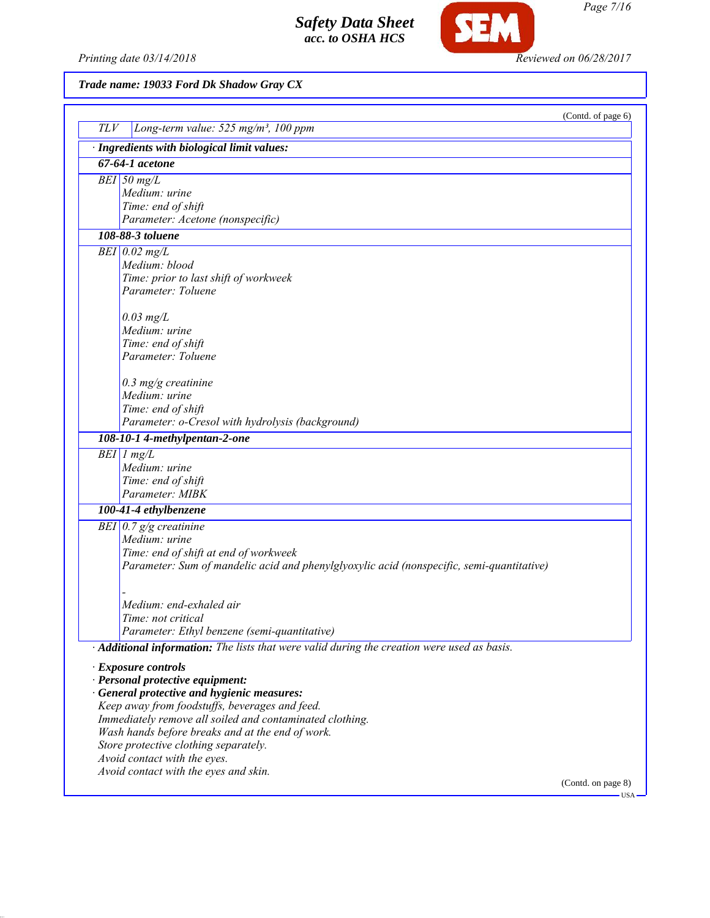**Trade name: 19033 Ford Dk Shadow Gray CX**

(Contd. of page 6)

| | |
|---|---|
| TLV | Long-term value: 525 mg/m³, 100 ppm |

· **Ingredients with biological limit values:**

| | |
|---|---|
| **67-64-1 acetone** | |
| BEI | 50 mg/L<br>Medium: urine<br>Time: end of shift<br>Parameter: Acetone (nonspecific) |
| **108-88-3 toluene** | |
| BEI | 0.02 mg/L<br>Medium: blood<br>Time: prior to last shift of workweek<br>Parameter: Toluene<br><br>0.03 mg/L<br>Medium: urine<br>Time: end of shift<br>Parameter: Toluene<br><br>0.3 mg/g creatinine<br>Medium: urine<br>Time: end of shift<br>Parameter: o-Cresol with hydrolysis (background) |
| **108-10-1 4-methylpentan-2-one** | |
| BEI | 1 mg/L<br>Medium: urine<br>Time: end of shift<br>Parameter: MIBK |
| **100-41-4 ethylbenzene** | |
| BEI | 0.7 g/g creatinine<br>Medium: urine<br>Time: end of shift at end of workweek<br>Parameter: Sum of mandelic acid and phenylglyoxylic acid (nonspecific, semi-quantitative)<br><br>-<br>Medium: end-exhaled air<br>Time: not critical<br>Parameter: Ethyl benzene (semi-quantitative) |

· **Additional information:** The lists that were valid during the creation were used as basis.

· **Exposure controls**
· **Personal protective equipment:**
· **General protective and hygienic measures:**
Keep away from foodstuffs, beverages and feed.
Immediately remove all soiled and contaminated clothing.
Wash hands before breaks and at the end of work.
Store protective clothing separately.
Avoid contact with the eyes.
Avoid contact with the eyes and skin.

(Contd. on page 8)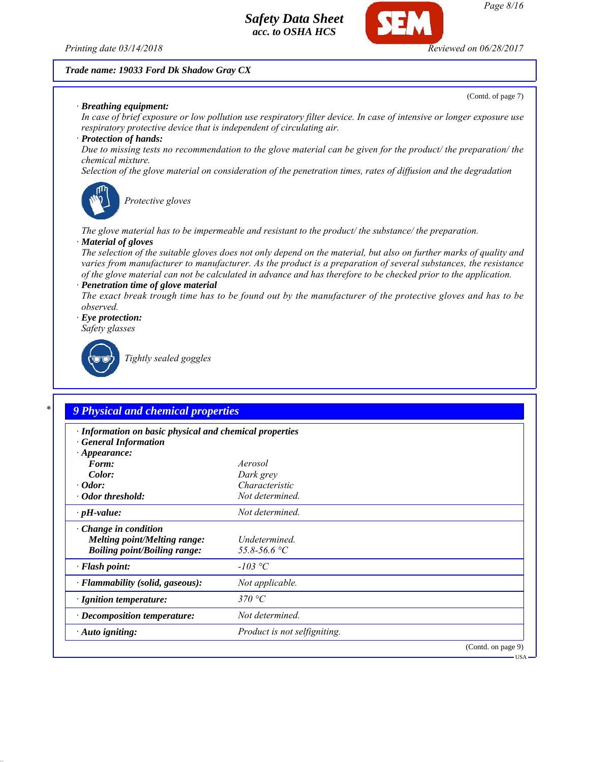**Trade name: 19033 Ford Dk Shadow Gray CX**

(Contd. of page 7)

· **Breathing equipment:**
*In case of brief exposure or low pollution use respiratory filter device. In case of intensive or longer exposure use respiratory protective device that is independent of circulating air.*

· **Protection of hands:**
*Due to missing tests no recommendation to the glove material can be given for the product/ the preparation/ the chemical mixture.*
*Selection of the glove material on consideration of the penetration times, rates of diffusion and the degradation*

*Protective gloves*

*The glove material has to be impermeable and resistant to the product/ the substance/ the preparation.*

· **Material of gloves**
*The selection of the suitable gloves does not only depend on the material, but also on further marks of quality and varies from manufacturer to manufacturer. As the product is a preparation of several substances, the resistance of the glove material can not be calculated in advance and has therefore to be checked prior to the application.*

· **Penetration time of glove material**
*The exact break trough time has to be found out by the manufacturer of the protective gloves and has to be observed.*

· **Eye protection:**
*Safety glasses*

*Tightly sealed goggles*

## 9 Physical and chemical properties

· **Information on basic physical and chemical properties**
· **General Information**

| Property | Value |
|---|---|
| · **Appearance:** | |
| **Form:** | *Aerosol* |
| **Color:** | *Dark grey* |
| · **Odor:** | *Characteristic* |
| · **Odor threshold:** | *Not determined.* |
| · **pH-value:** | *Not determined.* |
| · **Change in condition** | |
| **Melting point/Melting range:** | *Undetermined.* |
| **Boiling point/Boiling range:** | *55.8-56.6 °C* |
| · **Flash point:** | *-103 °C* |
| · **Flammability (solid, gaseous):** | *Not applicable.* |
| · **Ignition temperature:** | *370 °C* |
| · **Decomposition temperature:** | *Not determined.* |
| · **Auto igniting:** | *Product is not selfigniting.* |

(Contd. on page 9)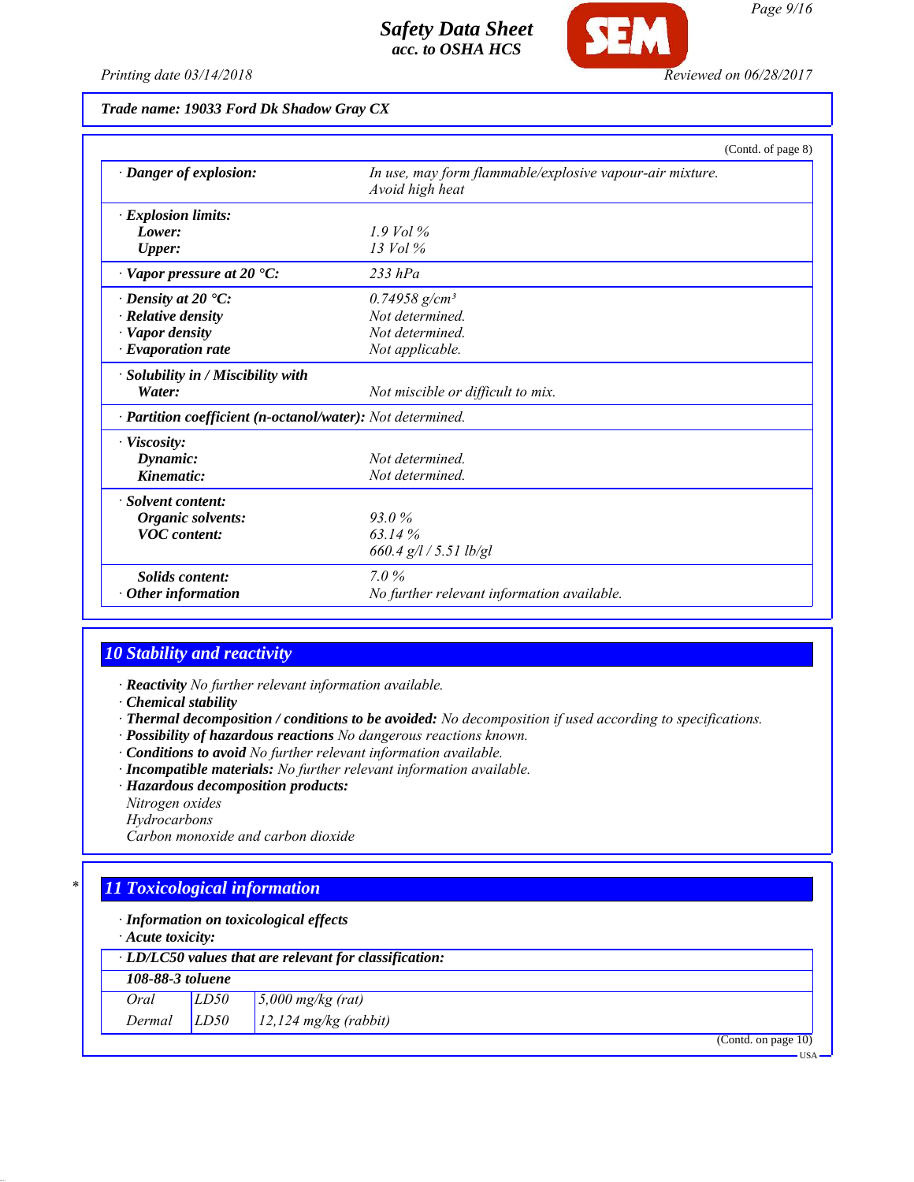**Trade name: 19033 Ford Dk Shadow Gray CX**

(Contd. of page 8)

| | |
|---|---|
| · **Danger of explosion:** | *In use, may form flammable/explosive vapour-air mixture. Avoid high heat* |
| · **Explosion limits:** | |
| **Lower:** | *1.9 Vol %* |
| **Upper:** | *13 Vol %* |
| · **Vapor pressure at 20 °C:** | *233 hPa* |
| · **Density at 20 °C:** | *0.74958 g/cm³* |
| · **Relative density** | *Not determined.* |
| · **Vapor density** | *Not determined.* |
| · **Evaporation rate** | *Not applicable.* |
| · **Solubility in / Miscibility with** | |
| **Water:** | *Not miscible or difficult to mix.* |
| · **Partition coefficient (n-octanol/water):** | *Not determined.* |
| · **Viscosity:** | |
| **Dynamic:** | *Not determined.* |
| **Kinematic:** | *Not determined.* |
| · **Solvent content:** | |
| **Organic solvents:** | *93.0 %* |
| **VOC content:** | *63.14 %* |
| | *660.4 g/l / 5.51 lb/gl* |
| **Solids content:** | *7.0 %* |
| · **Other information** | *No further relevant information available.* |

## 10 Stability and reactivity

· **Reactivity** *No further relevant information available.*
· **Chemical stability**
· **Thermal decomposition / conditions to be avoided:** *No decomposition if used according to specifications.*
· **Possibility of hazardous reactions** *No dangerous reactions known.*
· **Conditions to avoid** *No further relevant information available.*
· **Incompatible materials:** *No further relevant information available.*
· **Hazardous decomposition products:**
*Nitrogen oxides*
*Hydrocarbons*
*Carbon monoxide and carbon dioxide*

## * 11 Toxicological information

· **Information on toxicological effects**
· **Acute toxicity:**

| · **LD/LC50 values that are relevant for classification:** | | |
|---|---|---|
| **108-88-3 toluene** | | |
| *Oral* | *LD50* | *5,000 mg/kg (rat)* |
| *Dermal* | *LD50* | *12,124 mg/kg (rabbit)* |

(Contd. on page 10)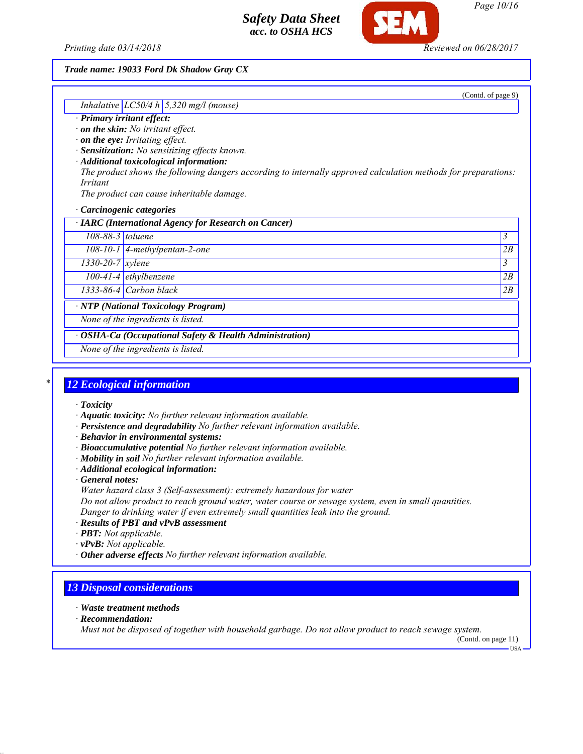**Trade name: 19033 Ford Dk Shadow Gray CX**

(Contd. of page 9)

| Inhalative | LC50/4 h | 5,320 mg/l (mouse) |
|---|---|---|

· **Primary irritant effect:**
· **on the skin:** No irritant effect.
· **on the eye:** Irritating effect.
· **Sensitization:** No sensitizing effects known.
· **Additional toxicological information:**
The product shows the following dangers according to internally approved calculation methods for preparations:
Irritant
The product can cause inheritable damage.

· **Carcinogenic categories**

| · IARC (International Agency for Research on Cancer) | | |
|---|---|---|
| 108-88-3 | toluene | 3 |
| 108-10-1 | 4-methylpentan-2-one | 2B |
| 1330-20-7 | xylene | 3 |
| 100-41-4 | ethylbenzene | 2B |
| 1333-86-4 | Carbon black | 2B |

| · NTP (National Toxicology Program) |
|---|
| None of the ingredients is listed. |

| · OSHA-Ca (Occupational Safety & Health Administration) |
|---|
| None of the ingredients is listed. |

## 12 Ecological information

· **Toxicity**
· **Aquatic toxicity:** No further relevant information available.
· **Persistence and degradability** No further relevant information available.
· **Behavior in environmental systems:**
· **Bioaccumulative potential** No further relevant information available.
· **Mobility in soil** No further relevant information available.
· **Additional ecological information:**
· **General notes:**
Water hazard class 3 (Self-assessment): extremely hazardous for water
Do not allow product to reach ground water, water course or sewage system, even in small quantities.
Danger to drinking water if even extremely small quantities leak into the ground.
· **Results of PBT and vPvB assessment**
· **PBT:** Not applicable.
· **vPvB:** Not applicable.
· **Other adverse effects** No further relevant information available.

## 13 Disposal considerations

· **Waste treatment methods**
· **Recommendation:**
Must not be disposed of together with household garbage. Do not allow product to reach sewage system.

(Contd. on page 11)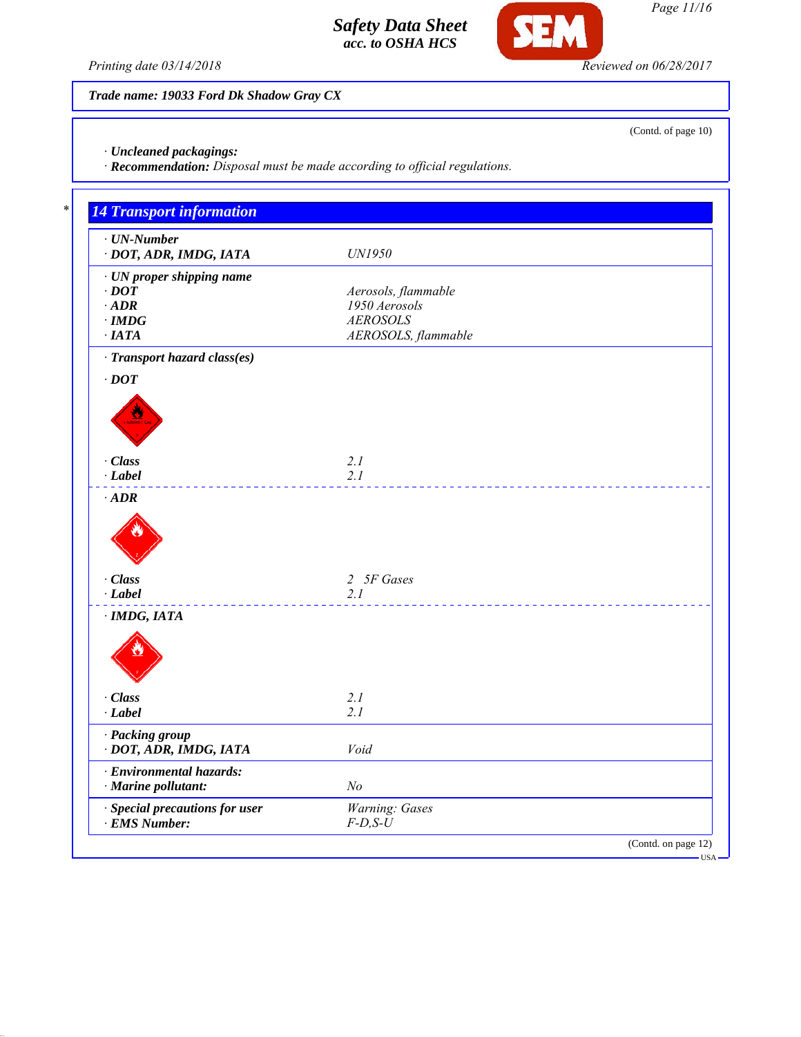**Trade name: 19033 Ford Dk Shadow Gray CX**

(Contd. of page 10)

· **Uncleaned packagings:**
· **Recommendation:** Disposal must be made according to official regulations.

## 14 Transport information

| · **UN-Number** | |
|---|---|
| · **DOT, ADR, IMDG, IATA** | UN1950 |
| · **UN proper shipping name** | |
| · **DOT** | Aerosols, flammable |
| · **ADR** | 1950 Aerosols |
| · **IMDG** | AEROSOLS |
| · **IATA** | AEROSOLS, flammable |
| · **Transport hazard class(es)** | |
| · **DOT** | |
| · **Class** | 2.1 |
| · **Label** | 2.1 |
| · **ADR** | |
| · **Class** | 2 5F Gases |
| · **Label** | 2.1 |
| · **IMDG, IATA** | |
| · **Class** | 2.1 |
| · **Label** | 2.1 |
| · **Packing group** | |
| · **DOT, ADR, IMDG, IATA** | Void |
| · **Environmental hazards:** | |
| · **Marine pollutant:** | No |
| · **Special precautions for user** | Warning: Gases |
| · **EMS Number:** | F-D,S-U |

(Contd. on page 12)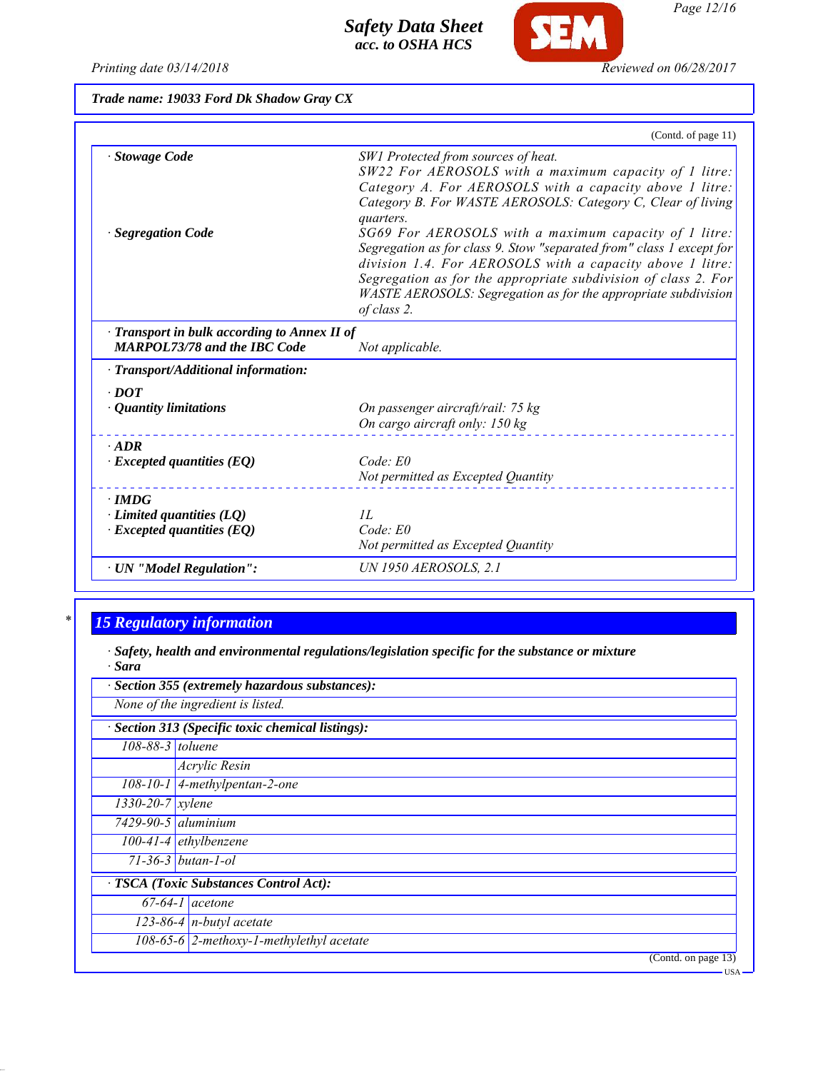Trade name: 19033 Ford Dk Shadow Gray CX

(Contd. of page 11)

| | |
|---|---|
| · **Stowage Code** | *SW1 Protected from sources of heat. SW22 For AEROSOLS with a maximum capacity of 1 litre: Category A. For AEROSOLS with a capacity above 1 litre: Category B. For WASTE AEROSOLS: Category C, Clear of living quarters.* |
| · **Segregation Code** | *SG69 For AEROSOLS with a maximum capacity of 1 litre: Segregation as for class 9. Stow "separated from" class 1 except for division 1.4. For AEROSOLS with a capacity above 1 litre: Segregation as for the appropriate subdivision of class 2. For WASTE AEROSOLS: Segregation as for the appropriate subdivision of class 2.* |
| · **Transport in bulk according to Annex II of MARPOL73/78 and the IBC Code** | *Not applicable.* |
| · **Transport/Additional information:** | |
| · **DOT** | |
| · **Quantity limitations** | *On passenger aircraft/rail: 75 kg*<br>*On cargo aircraft only: 150 kg* |
| · **ADR** | |
| · **Excepted quantities (EQ)** | *Code: E0*<br>*Not permitted as Excepted Quantity* |
| · **IMDG** | |
| · **Limited quantities (LQ)** | *1L* |
| · **Excepted quantities (EQ)** | *Code: E0*<br>*Not permitted as Excepted Quantity* |
| · **UN "Model Regulation":** | *UN 1950 AEROSOLS, 2.1* |

## 15 Regulatory information

· **Safety, health and environmental regulations/legislation specific for the substance or mixture**
· **Sara**

· **Section 355 (extremely hazardous substances):**

*None of the ingredient is listed.*

· **Section 313 (Specific toxic chemical listings):**

| | |
|---|---|
| 108-88-3 | toluene |
| | Acrylic Resin |
| 108-10-1 | 4-methylpentan-2-one |
| 1330-20-7 | xylene |
| 7429-90-5 | aluminium |
| 100-41-4 | ethylbenzene |
| 71-36-3 | butan-1-ol |

· **TSCA (Toxic Substances Control Act):**

| | |
|---|---|
| 67-64-1 | acetone |
| 123-86-4 | n-butyl acetate |
| 108-65-6 | 2-methoxy-1-methylethyl acetate |

(Contd. on page 13)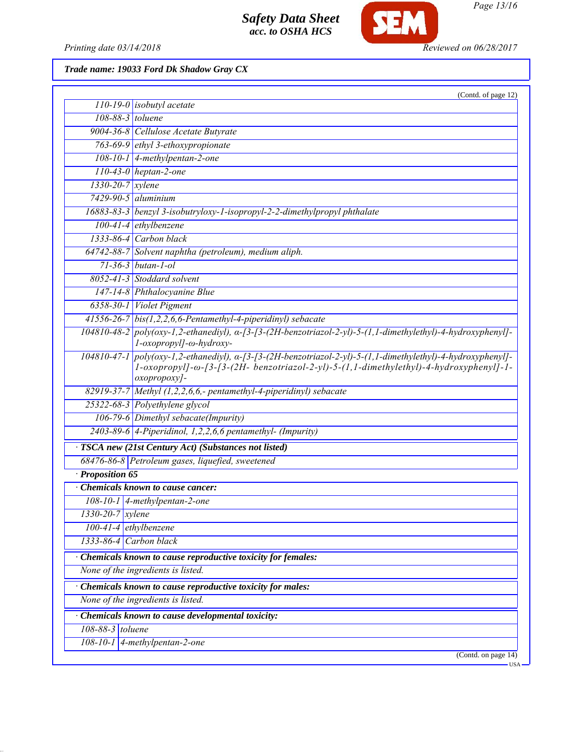**Trade name: 19033 Ford Dk Shadow Gray CX**

(Contd. of page 12)

| | |
|---|---|
| 110-19-0 | isobutyl acetate |
| 108-88-3 | toluene |
| 9004-36-8 | Cellulose Acetate Butyrate |
| 763-69-9 | ethyl 3-ethoxypropionate |
| 108-10-1 | 4-methylpentan-2-one |
| 110-43-0 | heptan-2-one |
| 1330-20-7 | xylene |
| 7429-90-5 | aluminium |
| 16883-83-3 | benzyl 3-isobutryloxy-1-isopropyl-2-2-dimethylpropyl phthalate |
| 100-41-4 | ethylbenzene |
| 1333-86-4 | Carbon black |
| 64742-88-7 | Solvent naphtha (petroleum), medium aliph. |
| 71-36-3 | butan-1-ol |
| 8052-41-3 | Stoddard solvent |
| 147-14-8 | Phthalocyanine Blue |
| 6358-30-1 | Violet Pigment |
| 41556-26-7 | bis(1,2,2,6,6-Pentamethyl-4-piperidinyl) sebacate |
| 104810-48-2 | poly(oxy-1,2-ethanediyl), α-[3-[3-(2H-benzotriazol-2-yl)-5-(1,1-dimethylethyl)-4-hydroxyphenyl]-1-oxopropyl]-ω-hydroxy- |
| 104810-47-1 | poly(oxy-1,2-ethanediyl), α-[3-[3-(2H-benzotriazol-2-yl)-5-(1,1-dimethylethyl)-4-hydroxyphenyl]-1-oxopropyl]-ω-[3-[3-(2H- benzotriazol-2-yl)-5-(1,1-dimethylethyl)-4-hydroxyphenyl]-1-oxopropoxy]- |
| 82919-37-7 | Methyl (1,2,2,6,6,- pentamethyl-4-piperidinyl) sebacate |
| 25322-68-3 | Polyethylene glycol |
| 106-79-6 | Dimethyl sebacate(Impurity) |
| 2403-89-6 | 4-Piperidinol, 1,2,2,6,6 pentamethyl- (Impurity) |

· **TSCA new (21st Century Act) (Substances not listed)**

| | |
|---|---|
| 68476-86-8 | Petroleum gases, liquefied, sweetened |

· **Proposition 65**

· **Chemicals known to cause cancer:**

| | |
|---|---|
| 108-10-1 | 4-methylpentan-2-one |
| 1330-20-7 | xylene |
| 100-41-4 | ethylbenzene |
| 1333-86-4 | Carbon black |

· **Chemicals known to cause reproductive toxicity for females:**

None of the ingredients is listed.

· **Chemicals known to cause reproductive toxicity for males:**

None of the ingredients is listed.

· **Chemicals known to cause developmental toxicity:**

| | |
|---|---|
| 108-88-3 | toluene |
| 108-10-1 | 4-methylpentan-2-one |

(Contd. on page 14)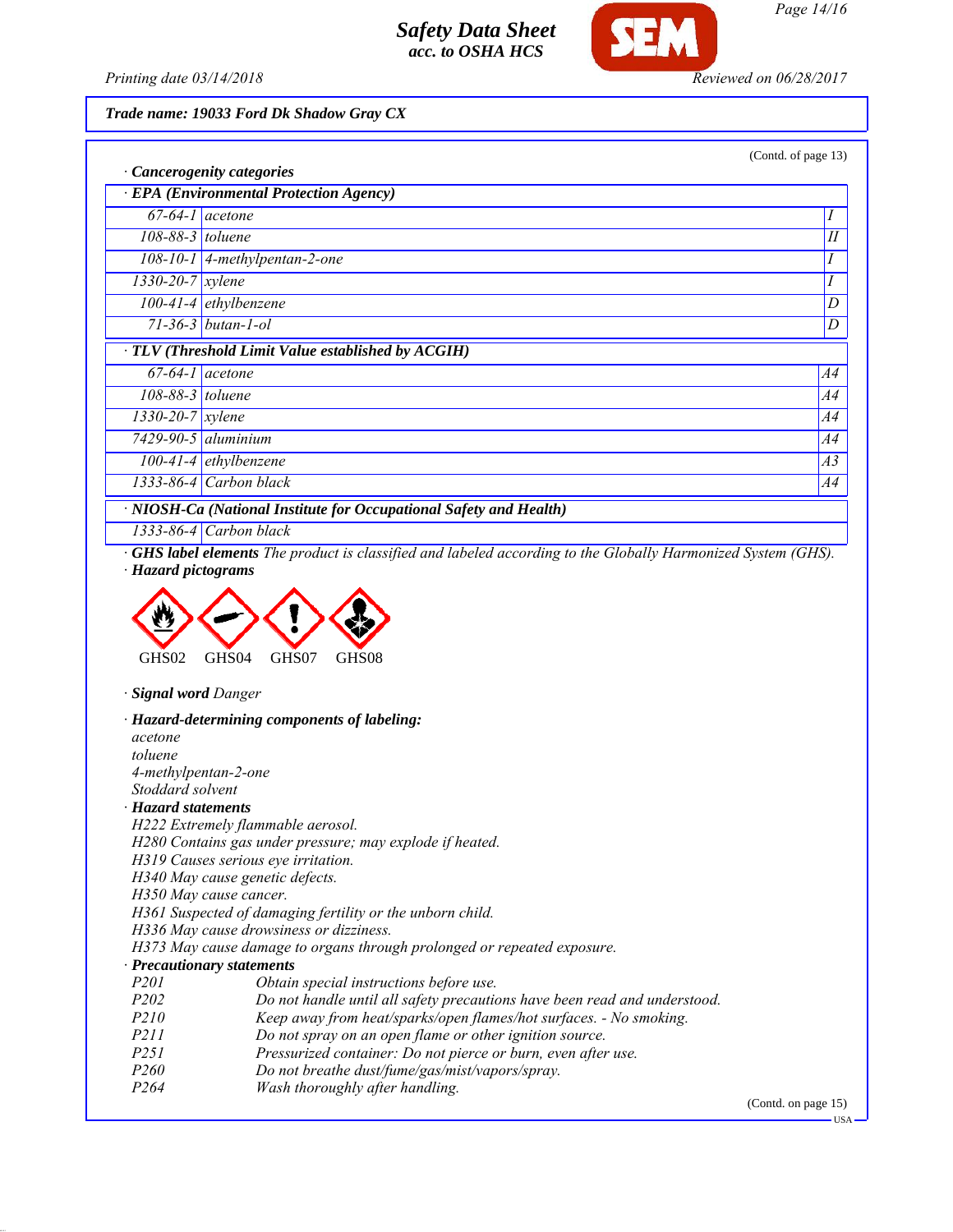**Trade name: 19033 Ford Dk Shadow Gray CX**

(Contd. of page 13)

· **Cancerogenity categories**

· **EPA (Environmental Protection Agency)**

| | | |
|---|---|---|
| 67-64-1 | acetone | I |
| 108-88-3 | toluene | II |
| 108-10-1 | 4-methylpentan-2-one | I |
| 1330-20-7 | xylene | I |
| 100-41-4 | ethylbenzene | D |
| 71-36-3 | butan-1-ol | D |

· **TLV (Threshold Limit Value established by ACGIH)**

| | | |
|---|---|---|
| 67-64-1 | acetone | A4 |
| 108-88-3 | toluene | A4 |
| 1330-20-7 | xylene | A4 |
| 7429-90-5 | aluminium | A4 |
| 100-41-4 | ethylbenzene | A3 |
| 1333-86-4 | Carbon black | A4 |

· **NIOSH-Ca (National Institute for Occupational Safety and Health)**

| | |
|---|---|
| 1333-86-4 | Carbon black |

· **GHS label elements** The product is classified and labeled according to the Globally Harmonized System (GHS).

· **Hazard pictograms**

GHS02 GHS04 GHS07 GHS08

· **Signal word** Danger

· **Hazard-determining components of labeling:**
acetone
toluene
4-methylpentan-2-one
Stoddard solvent

· **Hazard statements**
H222 Extremely flammable aerosol.
H280 Contains gas under pressure; may explode if heated.
H319 Causes serious eye irritation.
H340 May cause genetic defects.
H350 May cause cancer.
H361 Suspected of damaging fertility or the unborn child.
H336 May cause drowsiness or dizziness.
H373 May cause damage to organs through prolonged or repeated exposure.

· **Precautionary statements**

| | |
|---|---|
| P201 | Obtain special instructions before use. |
| P202 | Do not handle until all safety precautions have been read and understood. |
| P210 | Keep away from heat/sparks/open flames/hot surfaces. - No smoking. |
| P211 | Do not spray on an open flame or other ignition source. |
| P251 | Pressurized container: Do not pierce or burn, even after use. |
| P260 | Do not breathe dust/fume/gas/mist/vapors/spray. |
| P264 | Wash thoroughly after handling. |

(Contd. on page 15)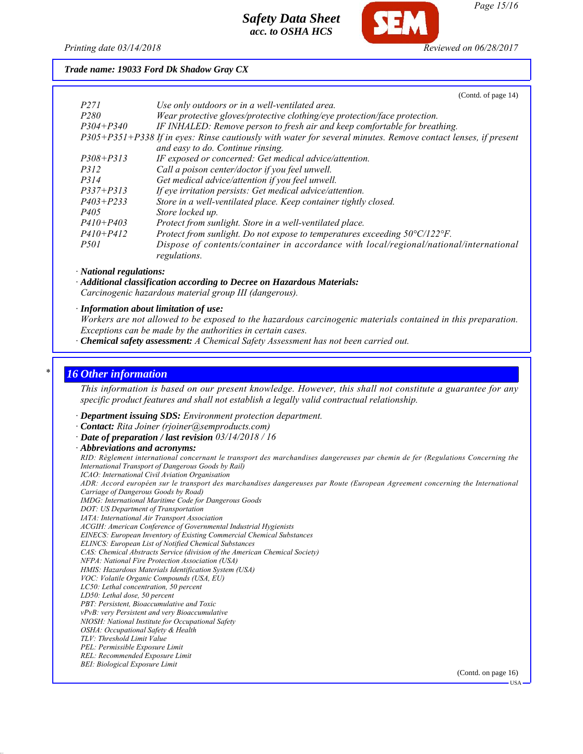Trade name: 19033 Ford Dk Shadow Gray CX

(Contd. of page 14)

| | |
|---|---|
| P271 | Use only outdoors or in a well-ventilated area. |
| P280 | Wear protective gloves/protective clothing/eye protection/face protection. |
| P304+P340 | IF INHALED: Remove person to fresh air and keep comfortable for breathing. |
| P305+P351+P338 | If in eyes: Rinse cautiously with water for several minutes. Remove contact lenses, if present and easy to do. Continue rinsing. |
| P308+P313 | IF exposed or concerned: Get medical advice/attention. |
| P312 | Call a poison center/doctor if you feel unwell. |
| P314 | Get medical advice/attention if you feel unwell. |
| P337+P313 | If eye irritation persists: Get medical advice/attention. |
| P403+P233 | Store in a well-ventilated place. Keep container tightly closed. |
| P405 | Store locked up. |
| P410+P403 | Protect from sunlight. Store in a well-ventilated place. |
| P410+P412 | Protect from sunlight. Do not expose to temperatures exceeding 50°C/122°F. |
| P501 | Dispose of contents/container in accordance with local/regional/national/international regulations. |

· **National regulations:**

· **Additional classification according to Decree on Hazardous Materials:**
Carcinogenic hazardous material group III (dangerous).

· **Information about limitation of use:**
Workers are not allowed to be exposed to the hazardous carcinogenic materials contained in this preparation. Exceptions can be made by the authorities in certain cases.

· **Chemical safety assessment:** A Chemical Safety Assessment has not been carried out.

## 16 Other information

This information is based on our present knowledge. However, this shall not constitute a guarantee for any specific product features and shall not establish a legally valid contractual relationship.

· **Department issuing SDS:** Environment protection department.
· **Contact:** Rita Joiner (rjoiner@semproducts.com)
· **Date of preparation / last revision** 03/14/2018 / 16
· **Abbreviations and acronyms:**

RID: Règlement international concernant le transport des marchandises dangereuses par chemin de fer (Regulations Concerning the International Transport of Dangerous Goods by Rail)
ICAO: International Civil Aviation Organisation
ADR: Accord européen sur le transport des marchandises dangereuses par Route (European Agreement concerning the International Carriage of Dangerous Goods by Road)
IMDG: International Maritime Code for Dangerous Goods
DOT: US Department of Transportation
IATA: International Air Transport Association
ACGIH: American Conference of Governmental Industrial Hygienists
EINECS: European Inventory of Existing Commercial Chemical Substances
ELINCS: European List of Notified Chemical Substances
CAS: Chemical Abstracts Service (division of the American Chemical Society)
NFPA: National Fire Protection Association (USA)
HMIS: Hazardous Materials Identification System (USA)
VOC: Volatile Organic Compounds (USA, EU)
LC50: Lethal concentration, 50 percent
LD50: Lethal dose, 50 percent
PBT: Persistent, Bioaccumulative and Toxic
vPvB: very Persistent and very Bioaccumulative
NIOSH: National Institute for Occupational Safety
OSHA: Occupational Safety & Health
TLV: Threshold Limit Value
PEL: Permissible Exposure Limit
REL: Recommended Exposure Limit
BEI: Biological Exposure Limit

(Contd. on page 16)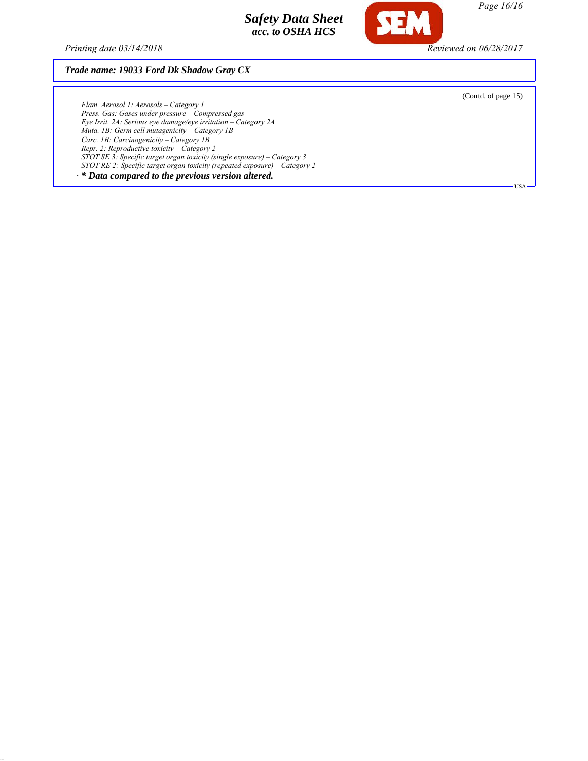**Trade name: 19033 Ford Dk Shadow Gray CX**

(Contd. of page 15)

*Flam. Aerosol 1: Aerosols – Category 1*
*Press. Gas: Gases under pressure – Compressed gas*
*Eye Irrit. 2A: Serious eye damage/eye irritation – Category 2A*
*Muta. 1B: Germ cell mutagenicity – Category 1B*
*Carc. 1B: Carcinogenicity – Category 1B*
*Repr. 2: Reproductive toxicity – Category 2*
*STOT SE 3: Specific target organ toxicity (single exposure) – Category 3*
*STOT RE 2: Specific target organ toxicity (repeated exposure) – Category 2*

· ***\* Data compared to the previous version altered.***

USA